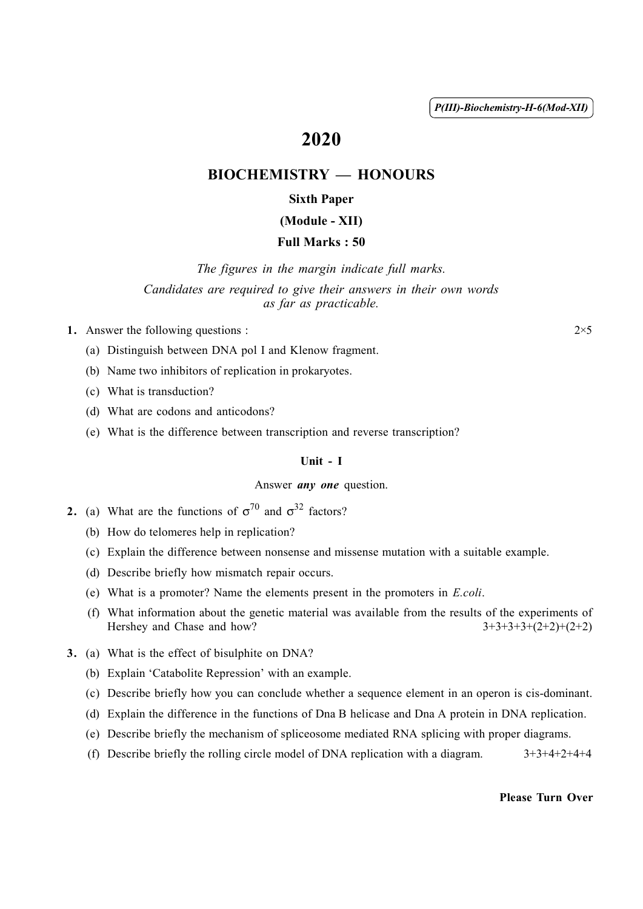P(III)-Biochemistry-H-6(Mod-XII)

# 2020

## BIOCHEMISTRY — HONOURS

### Sixth Paper

### (Module - XII)

### Full Marks : 50

*The figures in the margin indicate full marks.*

*Candidates are required to give their answers in their own words as far as practicable.*

**1.** Answer the following questions : 2×5

(a) Distinguish between DNA pol I and Klenow fragment.

(b) Name two inhibitors of replication in prokaryotes.

(c) What is transduction?

(d) What are codons and anticodons?

(e) What is the difference between transcription and reverse transcription?

### Unit - I

Answer ***any one*** question.

**2.** (a) What are the functions of $\sigma^{70}$ and $\sigma^{32}$ factors?

(b) How do telomeres help in replication?

(c) Explain the difference between nonsense and missense mutation with a suitable example.

(d) Describe briefly how mismatch repair occurs.

(e) What is a promoter? Name the elements present in the promoters in *E.coli*.

(f) What information about the genetic material was available from the results of the experiments of Hershey and Chase and how? 3+3+3+3+(2+2)+(2+2)

**3.** (a) What is the effect of bisulphite on DNA?

(b) Explain 'Catabolite Repression' with an example.

(c) Describe briefly how you can conclude whether a sequence element in an operon is cis-dominant.

(d) Explain the difference in the functions of Dna B helicase and Dna A protein in DNA replication.

(e) Describe briefly the mechanism of spliceosome mediated RNA splicing with proper diagrams.

(f) Describe briefly the rolling circle model of DNA replication with a diagram. 3+3+4+2+4+4

**Please Turn Over**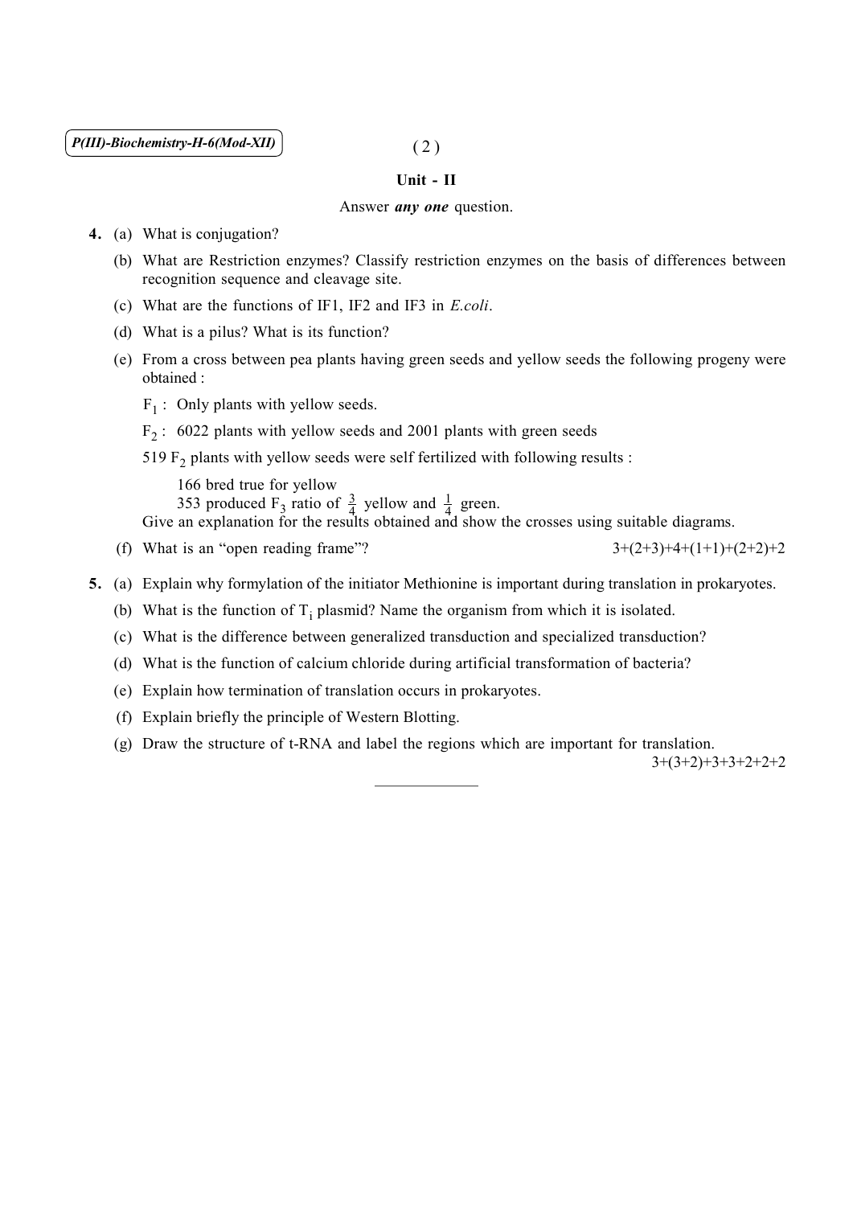## Unit - II

Answer ***any one*** question.

**4.** (a) What is conjugation?

(b) What are Restriction enzymes? Classify restriction enzymes on the basis of differences between recognition sequence and cleavage site.

(c) What are the functions of IF1, IF2 and IF3 in *E.coli*.

(d) What is a pilus? What is its function?

(e) From a cross between pea plants having green seeds and yellow seeds the following progeny were obtained :

$F_1$ : Only plants with yellow seeds.

$F_2$ : 6022 plants with yellow seeds and 2001 plants with green seeds

519 $F_2$ plants with yellow seeds were self fertilized with following results :

166 bred true for yellow

353 produced $F_3$ ratio of $\frac{3}{4}$ yellow and $\frac{1}{4}$ green.

Give an explanation for the results obtained and show the crosses using suitable diagrams.

(f) What is an "open reading frame"?

3+(2+3)+4+(1+1)+(2+2)+2

**5.** (a) Explain why formylation of the initiator Methionine is important during translation in prokaryotes.

(b) What is the function of $T_i$ plasmid? Name the organism from which it is isolated.

(c) What is the difference between generalized transduction and specialized transduction?

(d) What is the function of calcium chloride during artificial transformation of bacteria?

(e) Explain how termination of translation occurs in prokaryotes.

(f) Explain briefly the principle of Western Blotting.

(g) Draw the structure of t-RNA and label the regions which are important for translation.

3+(3+2)+3+3+2+2+2